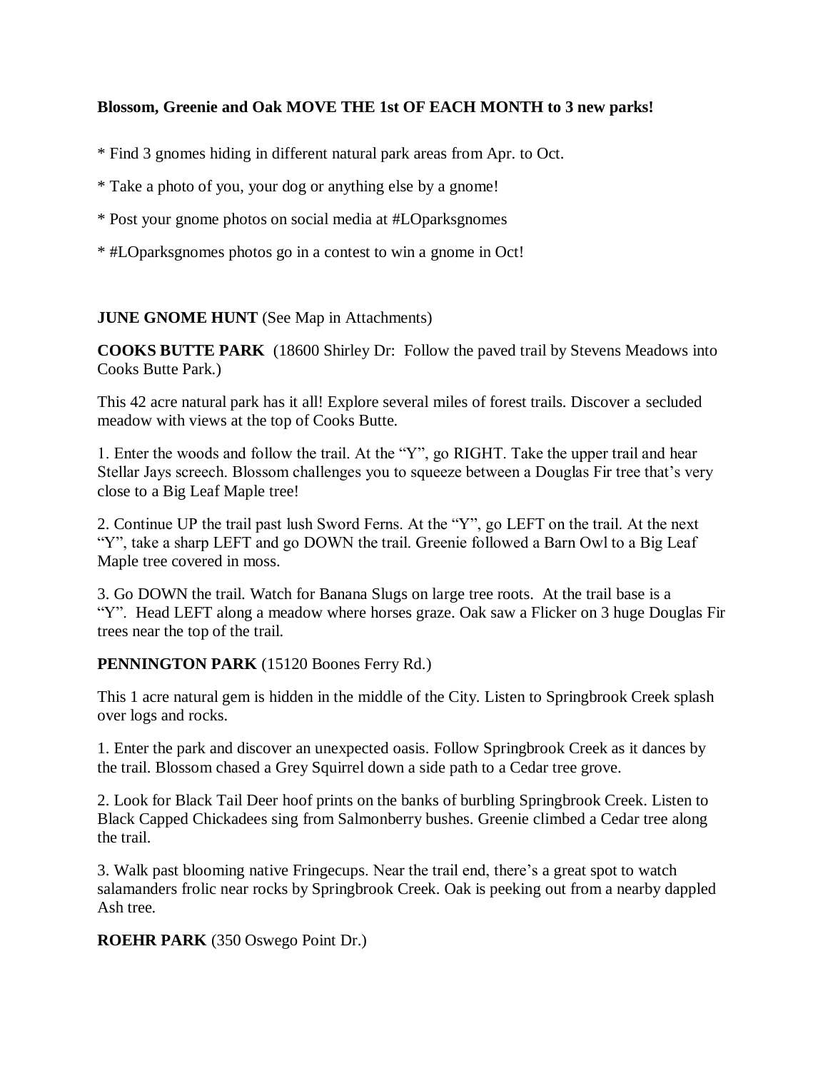**Blossom, Greenie and Oak MOVE THE 1st OF EACH MONTH to 3 new parks!**

* Find 3 gnomes hiding in different natural park areas from Apr. to Oct.

* Take a photo of you, your dog or anything else by a gnome!

* Post your gnome photos on social media at #LOparksgnomes

* #LOparksgnomes photos go in a contest to win a gnome in Oct!

**JUNE GNOME HUNT** (See Map in Attachments)

**COOKS BUTTE PARK** (18600 Shirley Dr: Follow the paved trail by Stevens Meadows into Cooks Butte Park.)

This 42 acre natural park has it all! Explore several miles of forest trails. Discover a secluded meadow with views at the top of Cooks Butte.

1. Enter the woods and follow the trail. At the "Y", go RIGHT. Take the upper trail and hear Stellar Jays screech. Blossom challenges you to squeeze between a Douglas Fir tree that's very close to a Big Leaf Maple tree!

2. Continue UP the trail past lush Sword Ferns. At the "Y", go LEFT on the trail. At the next "Y", take a sharp LEFT and go DOWN the trail. Greenie followed a Barn Owl to a Big Leaf Maple tree covered in moss.

3. Go DOWN the trail. Watch for Banana Slugs on large tree roots. At the trail base is a "Y". Head LEFT along a meadow where horses graze. Oak saw a Flicker on 3 huge Douglas Fir trees near the top of the trail.

**PENNINGTON PARK** (15120 Boones Ferry Rd.)

This 1 acre natural gem is hidden in the middle of the City. Listen to Springbrook Creek splash over logs and rocks.

1. Enter the park and discover an unexpected oasis. Follow Springbrook Creek as it dances by the trail. Blossom chased a Grey Squirrel down a side path to a Cedar tree grove.

2. Look for Black Tail Deer hoof prints on the banks of burbling Springbrook Creek. Listen to Black Capped Chickadees sing from Salmonberry bushes. Greenie climbed a Cedar tree along the trail.

3. Walk past blooming native Fringecups. Near the trail end, there's a great spot to watch salamanders frolic near rocks by Springbrook Creek. Oak is peeking out from a nearby dappled Ash tree.

**ROEHR PARK** (350 Oswego Point Dr.)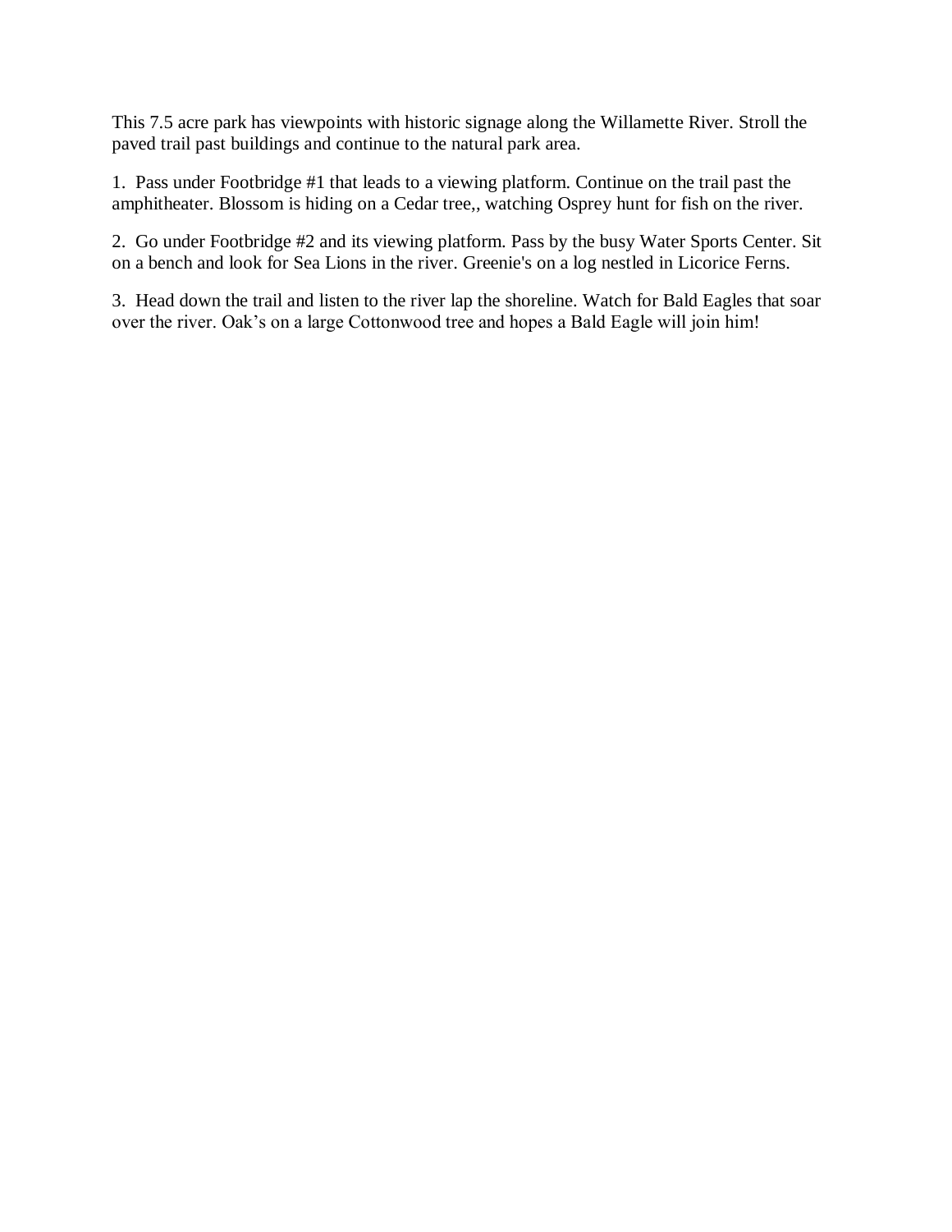This 7.5 acre park has viewpoints with historic signage along the Willamette River. Stroll the paved trail past buildings and continue to the natural park area.

1. Pass under Footbridge #1 that leads to a viewing platform. Continue on the trail past the amphitheater. Blossom is hiding on a Cedar tree,, watching Osprey hunt for fish on the river.

2. Go under Footbridge #2 and its viewing platform. Pass by the busy Water Sports Center. Sit on a bench and look for Sea Lions in the river. Greenie's on a log nestled in Licorice Ferns.

3. Head down the trail and listen to the river lap the shoreline. Watch for Bald Eagles that soar over the river. Oak's on a large Cottonwood tree and hopes a Bald Eagle will join him!